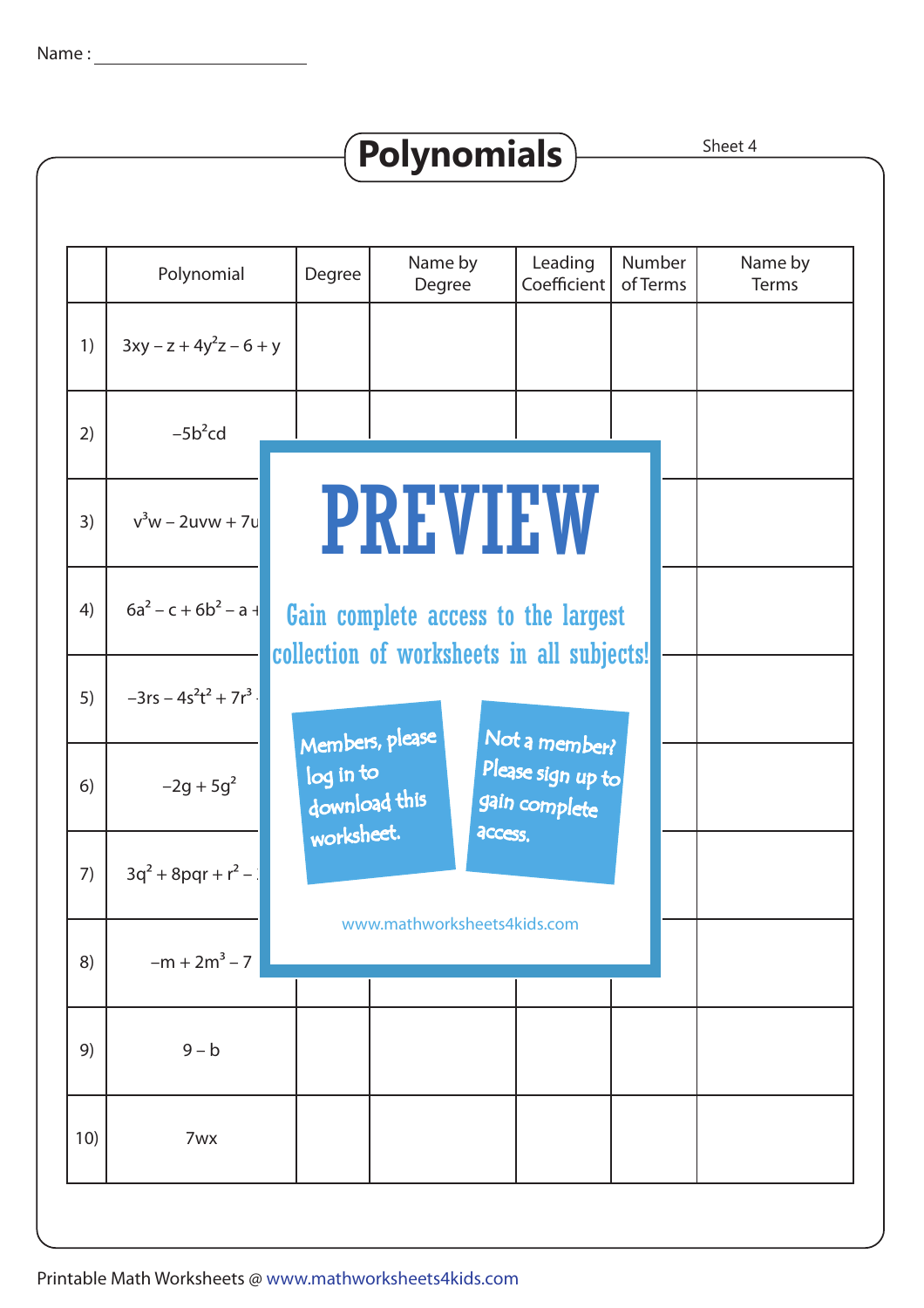Name : ____________________

# Polynomials

Sheet 4

| | Polynomial | Degree | Name by Degree | Leading Coefficient | Number of Terms | Name by Terms |
|---|---|---|---|---|---|---|
| 1) | $3xy - z + 4y^2z - 6 + y$ | | | | | |
| 2) | $-5b^2cd$ | | | | | |
| 3) | $v^3w - 2uvw + 7u$ | | | | | |
| 4) | $6a^2 - c + 6b^2 - a +$ | | | | | |
| 5) | $-3rs - 4s^2t^2 + 7r^3$ | | | | | |
| 6) | $-2g + 5g^2$ | | | | | |
| 7) | $3q^2 + 8pqr + r^2 -$ | | | | | |
| 8) | $-m + 2m^3 - 7$ | | | | | |
| 9) | $9 - b$ | | | | | |
| 10) | $7wx$ | | | | | |

PREVIEW

Gain complete access to the largest collection of worksheets in all subjects!

Members, please log in to download this worksheet.

Not a member? Please sign up to gain complete access.

www.mathworksheets4kids.com

Printable Math Worksheets @ www.mathworksheets4kids.com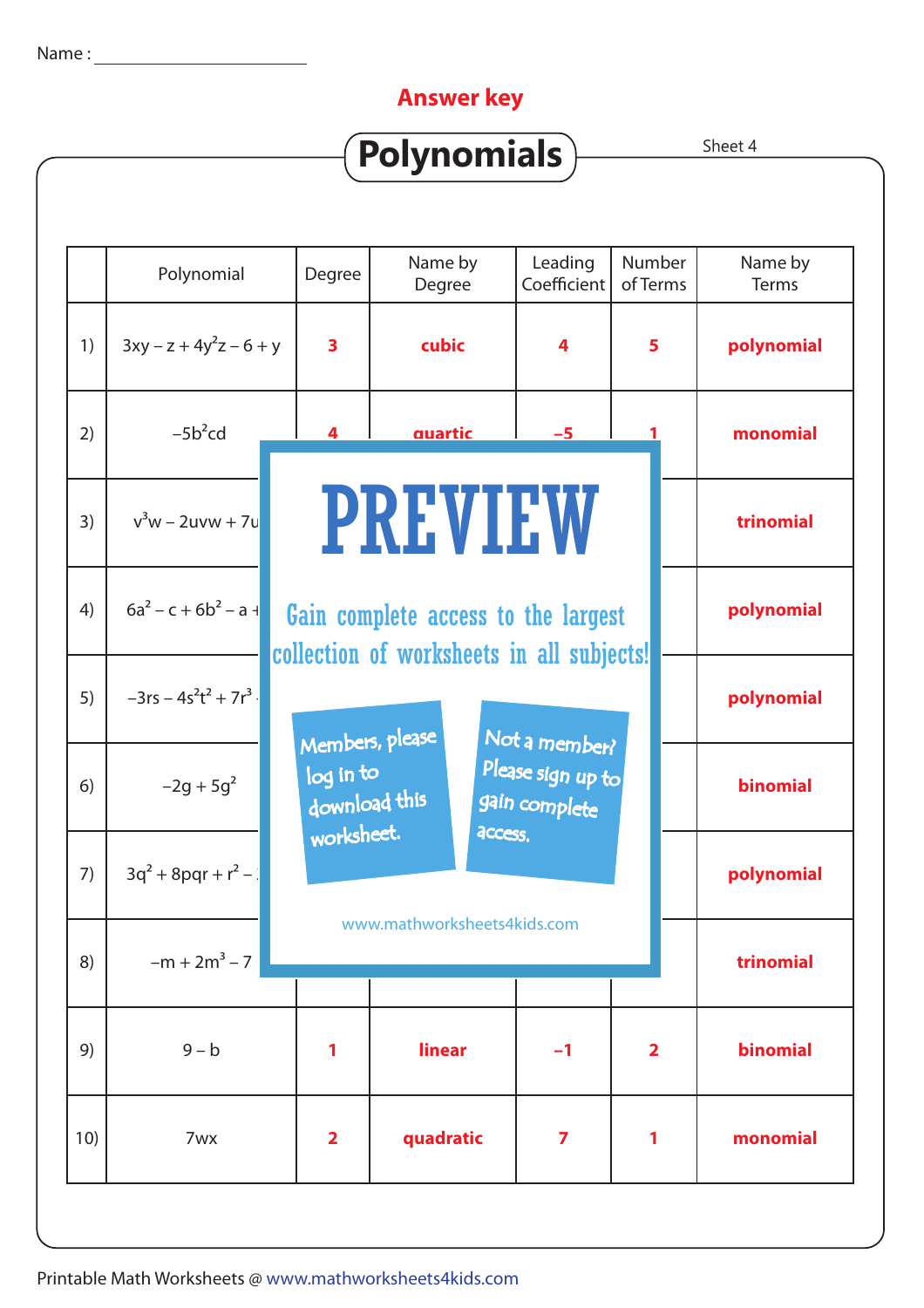Name : ____________________

**Answer key**

# Polynomials

Sheet 4

| | Polynomial | Degree | Name by Degree | Leading Coefficient | Number of Terms | Name by Terms |
|---|---|---|---|---|---|---|
| 1) | $3xy - z + 4y^2z - 6 + y$ | 3 | cubic | 4 | 5 | polynomial |
| 2) | $-5b^2cd$ | 4 | quartic | $-5$ | 1 | monomial |
| 3) | $v^3w - 2uvw + 7u$ | | | | | trinomial |
| 4) | $6a^2 - c + 6b^2 - a +$ | | | | | polynomial |
| 5) | $-3rs - 4s^2t^2 + 7r^3$ | | | | | polynomial |
| 6) | $-2g + 5g^2$ | | | | | binomial |
| 7) | $3q^2 + 8pqr + r^2 -$ | | | | | polynomial |
| 8) | $-m + 2m^3 - 7$ | | | | | trinomial |
| 9) | $9 - b$ | 1 | linear | $-1$ | 2 | binomial |
| 10) | $7wx$ | 2 | quadratic | 7 | 1 | monomial |

PREVIEW

Gain complete access to the largest collection of worksheets in all subjects!

Members, please log in to download this worksheet.

Not a member? Please sign up to gain complete access.

www.mathworksheets4kids.com

Printable Math Worksheets @ www.mathworksheets4kids.com